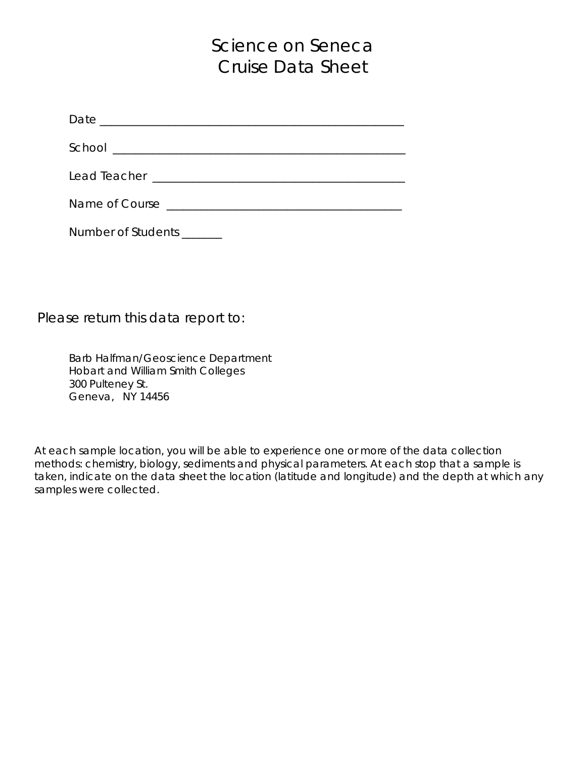# Science on Seneca
# Cruise Data Sheet

Date ________________________________________________

School _______________________________________________

Lead Teacher __________________________________________

Name of Course _______________________________________

Number of Students _______

Please return this data report to:

Barb Halfman/Geoscience Department
Hobart and William Smith Colleges
300 Pulteney St.
Geneva, NY 14456

At each sample location, you will be able to experience one or more of the data collection methods: chemistry, biology, sediments and physical parameters. At each stop that a sample is taken, indicate on the data sheet the location (latitude and longitude) and the depth at which any samples were collected.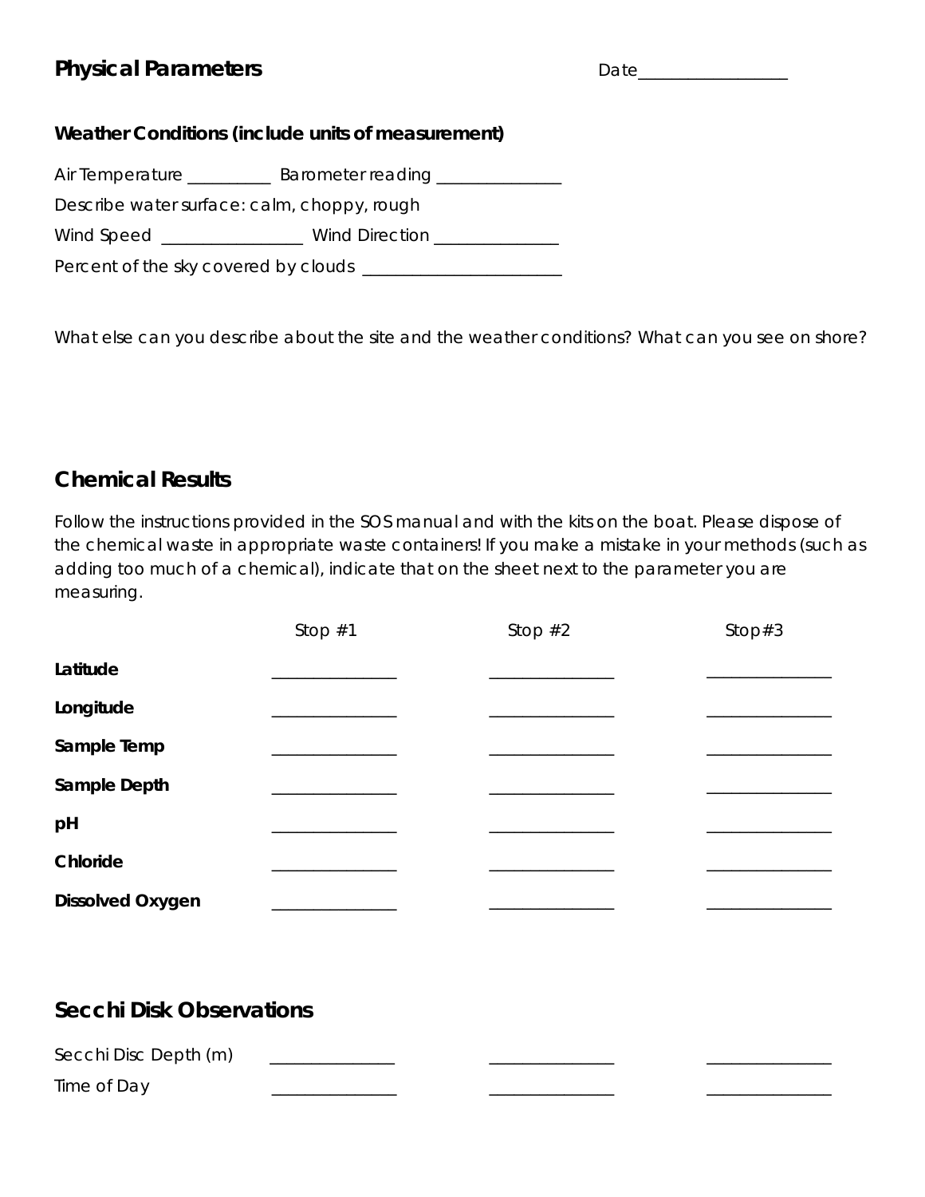## Physical Parameters

Date__________________

### Weather Conditions (include units of measurement)

Air Temperature __________ Barometer reading _______________

Describe water surface: calm, choppy, rough

Wind Speed _________________ Wind Direction _______________

Percent of the sky covered by clouds ________________________

What else can you describe about the site and the weather conditions? What can you see on shore?

## Chemical Results

Follow the instructions provided in the SOS manual and with the kits on the boat. Please dispose of the chemical waste in appropriate waste containers! If you make a mistake in your methods (such as adding too much of a chemical), indicate that on the sheet next to the parameter you are measuring.

| | Stop #1 | Stop #2 | Stop#3 |
|---|---|---|---|
| **Latitude** | _______________ | _______________ | _______________ |
| **Longitude** | _______________ | _______________ | _______________ |
| **Sample Temp** | _______________ | _______________ | _______________ |
| **Sample Depth** | _______________ | _______________ | _______________ |
| **pH** | _______________ | _______________ | _______________ |
| **Chloride** | _______________ | _______________ | _______________ |
| **Dissolved Oxygen** | _______________ | _______________ | _______________ |

## Secchi Disk Observations

| | | | |
|---|---|---|---|
| Secchi Disc Depth (m) | _______________ | _______________ | _______________ |
| Time of Day | _______________ | _______________ | _______________ |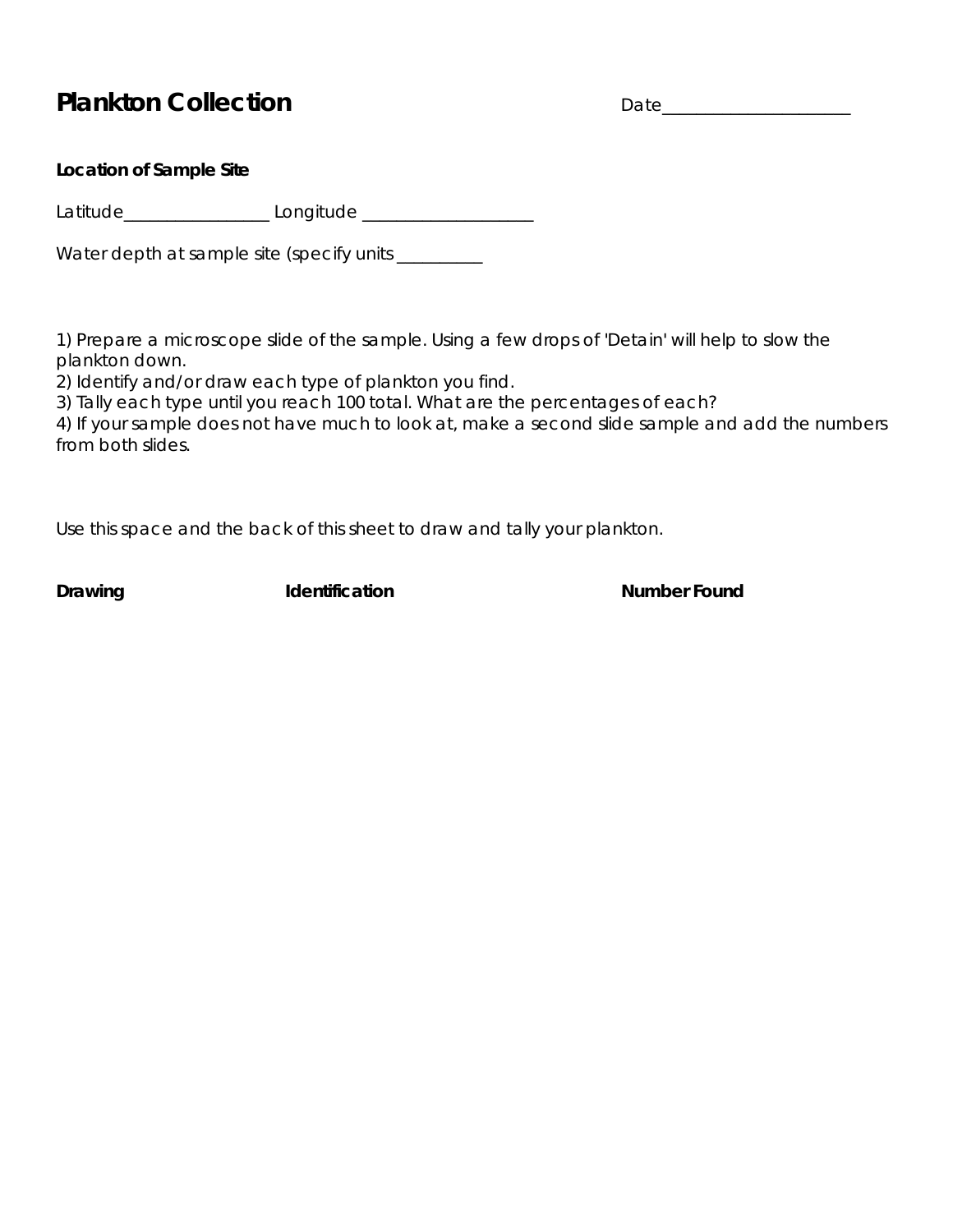# Plankton Collection

Date____________________

**Location of Sample Site**

Latitude________________ Longitude __________________

Water depth at sample site (specify units _________

1) Prepare a microscope slide of the sample. Using a few drops of 'Detain' will help to slow the plankton down.
2) Identify and/or draw each type of plankton you find.
3) Tally each type until you reach 100 total. What are the percentages of each?
4) If your sample does not have much to look at, make a second slide sample and add the numbers from both slides.

Use this space and the back of this sheet to draw and tally your plankton.

| **Drawing** | **Identification** | **Number Found** |
|---|---|---|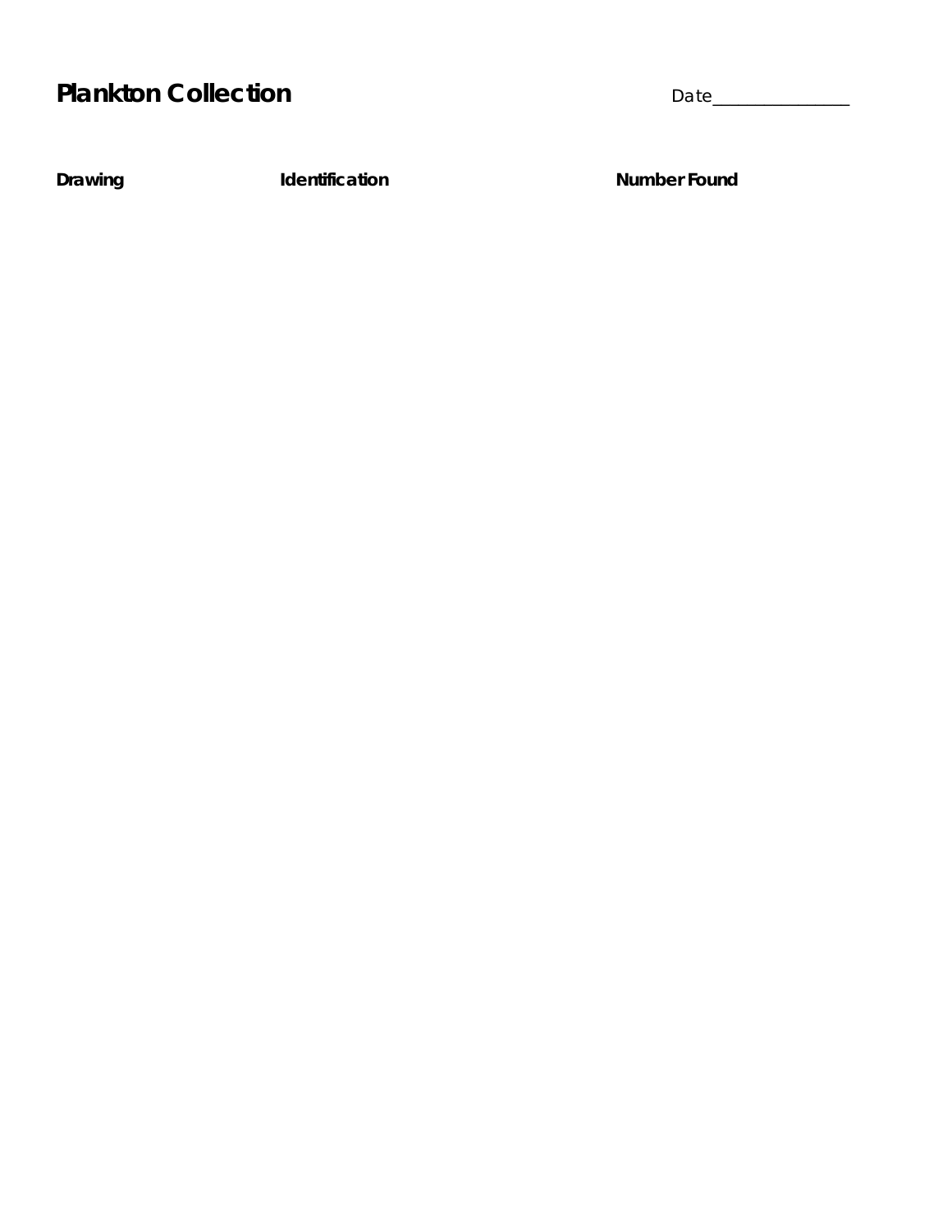# Plankton Collection

Date_______________

| Drawing | Identification | Number Found |
| --- | --- | --- |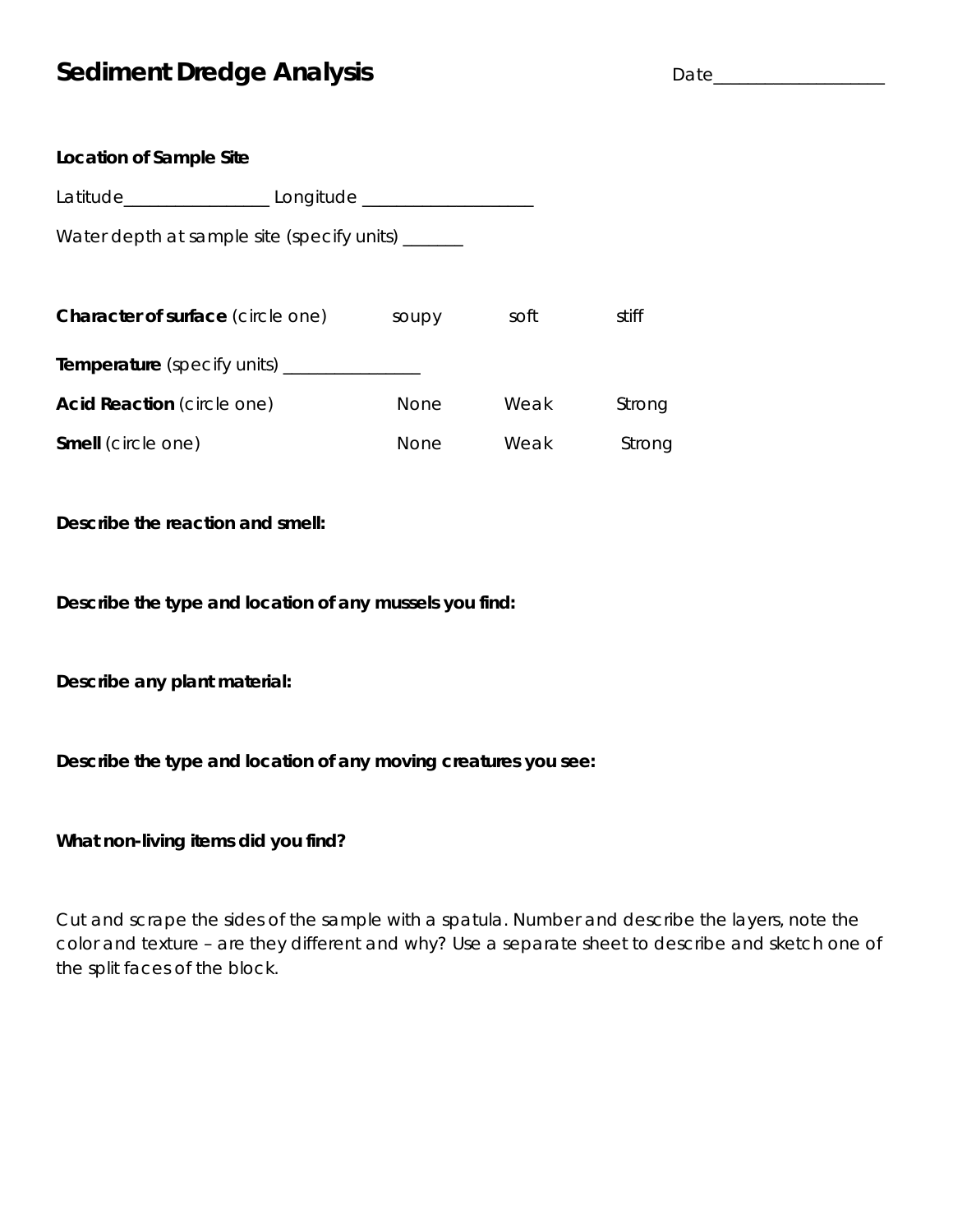# Sediment Dredge Analysis

Date___________________

**Location of Sample Site**

Latitude________________ Longitude ___________________

Water depth at sample site (specify units) _______

**Character of surface** (circle one) soupy soft stiff

**Temperature** (specify units) _______________

**Acid Reaction** (circle one) None Weak Strong

**Smell** (circle one) None Weak Strong

**Describe the reaction and smell:**

**Describe the type and location of any mussels you find:**

**Describe any plant material:**

**Describe the type and location of any moving creatures you see:**

**What non-living items did you find?**

Cut and scrape the sides of the sample with a spatula. Number and describe the layers, note the color and texture – are they different and why? Use a separate sheet to describe and sketch one of the split faces of the block.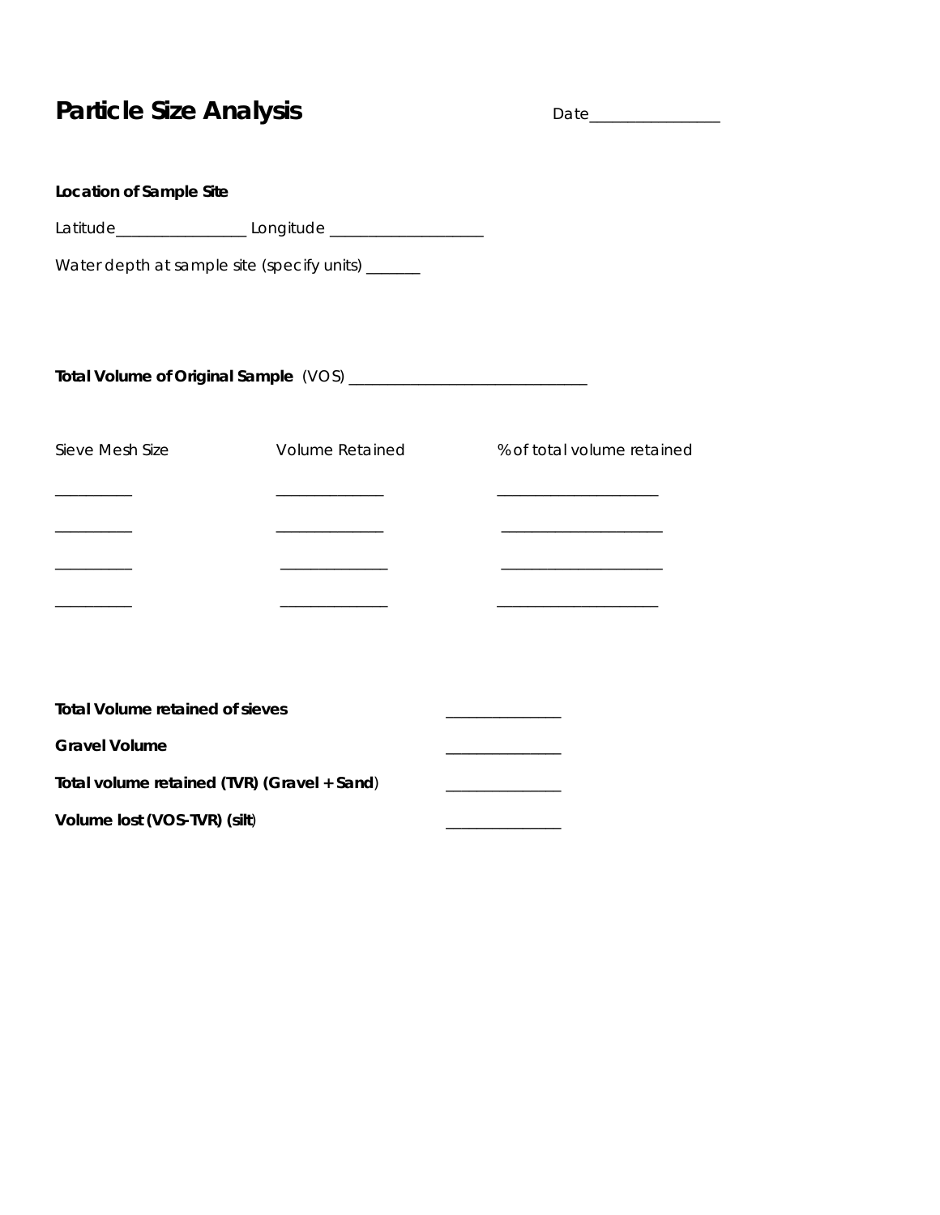# Particle Size Analysis

Date_______________

**Location of Sample Site**

Latitude________________ Longitude ___________________

Water depth at sample site (specify units) _______

**Total Volume of Original Sample** (VOS) ______________________________

| Sieve Mesh Size | Volume Retained | % of total volume retained |
|---|---|---|
| __________ | ______________ | ____________________ |
| __________ | ______________ | ____________________ |
| __________ | ______________ | ____________________ |
| __________ | ______________ | ____________________ |

**Total Volume retained of sieves** ______________

**Gravel Volume** ______________

**Total volume retained (TVR) (Gravel + Sand)** ______________

**Volume lost (VOS-TVR) (silt)** ______________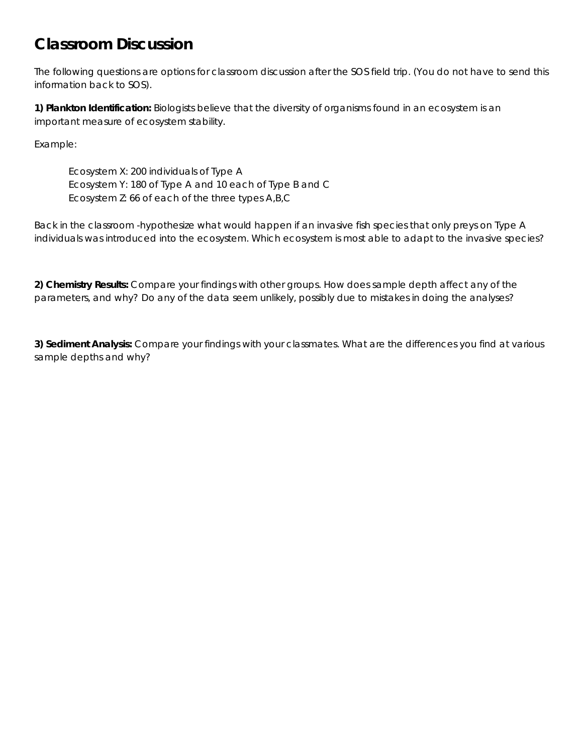# Classroom Discussion

The following questions are options for classroom discussion after the SOS field trip. (You do not have to send this information back to SOS).

**1) Plankton Identification:** Biologists believe that the diversity of organisms found in an ecosystem is an important measure of ecosystem stability.

Example:

> Ecosystem X: 200 individuals of Type A
> Ecosystem Y: 180 of Type A and 10 each of Type B and C
> Ecosystem Z: 66 of each of the three types A,B,C

Back in the classroom -hypothesize what would happen if an invasive fish species that only preys on Type A individuals was introduced into the ecosystem. Which ecosystem is most able to adapt to the invasive species?

**2) Chemistry Results:** Compare your findings with other groups. How does sample depth affect any of the parameters, and why? Do any of the data seem unlikely, possibly due to mistakes in doing the analyses?

**3) Sediment Analysis:** Compare your findings with your classmates. What are the differences you find at various sample depths and why?